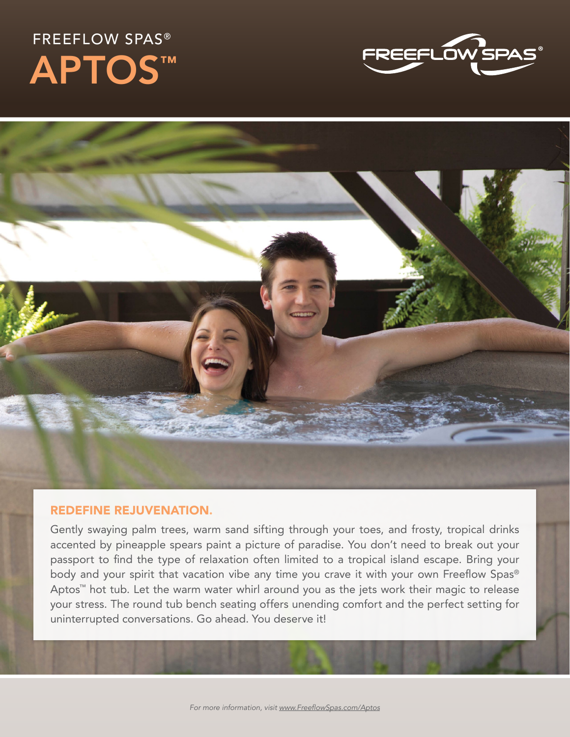# FREEFLOW SPAS®
# APTOS™

FREEFLOW SPAS®

## REDEFINE REJUVENATION.

Gently swaying palm trees, warm sand sifting through your toes, and frosty, tropical drinks accented by pineapple spears paint a picture of paradise. You don't need to break out your passport to find the type of relaxation often limited to a tropical island escape. Bring your body and your spirit that vacation vibe any time you crave it with your own Freeflow Spas® Aptos™ hot tub. Let the warm water whirl around you as the jets work their magic to release your stress. The round tub bench seating offers unending comfort and the perfect setting for uninterrupted conversations. Go ahead. You deserve it!

*For more information, visit www.FreeflowSpas.com/Aptos*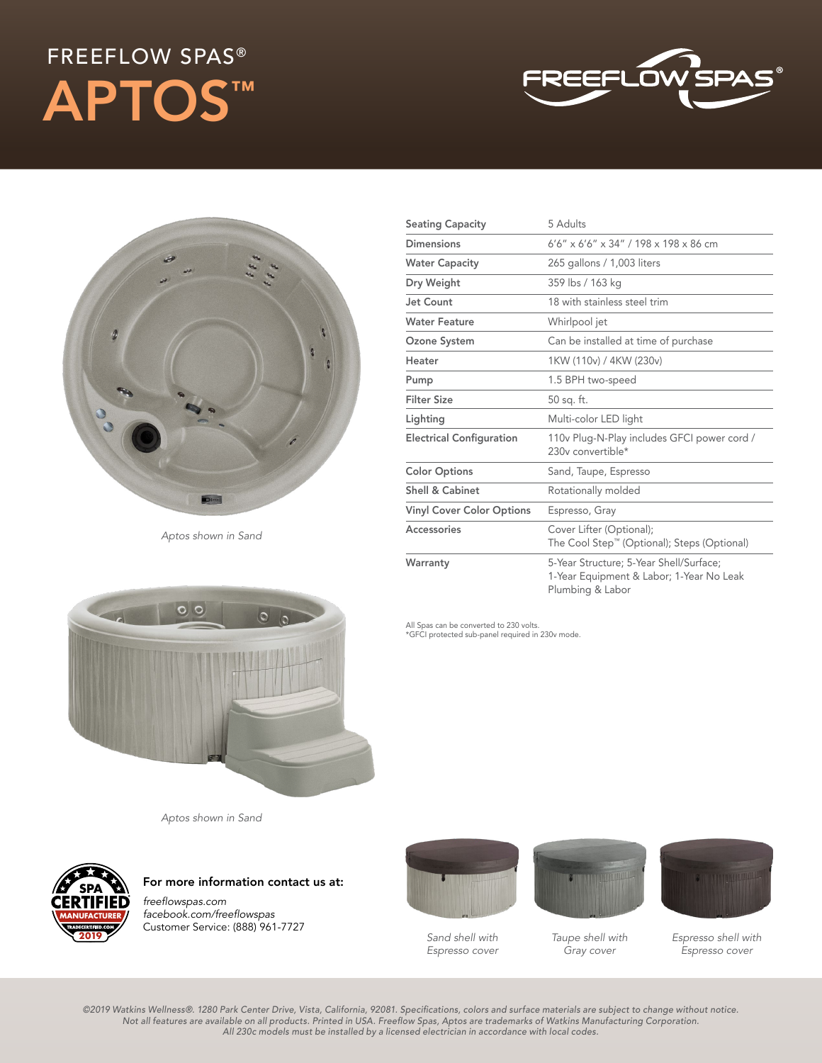# FREEFLOW SPAS®

# APTOS™

FREEFLOW SPAS®

Aptos shown in Sand

| | |
|---|---|
| Seating Capacity | 5 Adults |
| Dimensions | 6'6" x 6'6" x 34" / 198 x 198 x 86 cm |
| Water Capacity | 265 gallons / 1,003 liters |
| Dry Weight | 359 lbs / 163 kg |
| Jet Count | 18 with stainless steel trim |
| Water Feature | Whirlpool jet |
| Ozone System | Can be installed at time of purchase |
| Heater | 1KW (110v) / 4KW (230v) |
| Pump | 1.5 BPH two-speed |
| Filter Size | 50 sq. ft. |
| Lighting | Multi-color LED light |
| Electrical Configuration | 110v Plug-N-Play includes GFCI power cord / 230v convertible* |
| Color Options | Sand, Taupe, Espresso |
| Shell & Cabinet | Rotationally molded |
| Vinyl Cover Color Options | Espresso, Gray |
| Accessories | Cover Lifter (Optional); The Cool Step™ (Optional); Steps (Optional) |
| Warranty | 5-Year Structure; 5-Year Shell/Surface; 1-Year Equipment & Labor; 1-Year No Leak Plumbing & Labor |

All Spas can be converted to 230 volts.
*GFCI protected sub-panel required in 230v mode.

Aptos shown in Sand

SPA CERTIFIED MANUFACTURER TRADECERTIFIED.COM 2019

**For more information contact us at:**

*freeflowspas.com*
*facebook.com/freeflowspas*
Customer Service: (888) 961-7727

*Sand shell with Espresso cover*

*Taupe shell with Gray cover*

*Espresso shell with Espresso cover*

*©2019 Watkins Wellness®. 1280 Park Center Drive, Vista, California, 92081. Specifications, colors and surface materials are subject to change without notice. Not all features are available on all products. Printed in USA. Freeflow Spas, Aptos are trademarks of Watkins Manufacturing Corporation. All 230c models must be installed by a licensed electrician in accordance with local codes.*